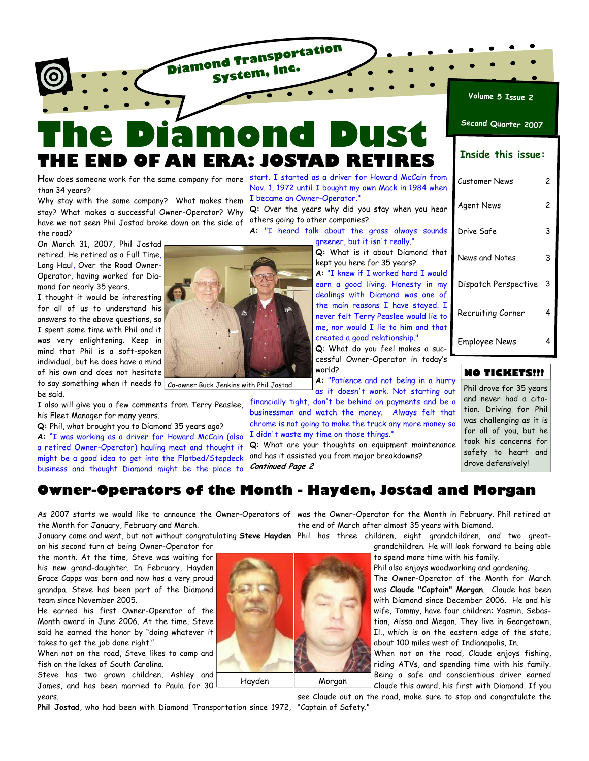Diamond Transportation System, Inc.

# The Diamond Dust

Volume 5 Issue 2

Second Quarter 2007

## THE END OF AN ERA: JOSTAD RETIRES

How does someone work for the same company for more than 34 years?

Why stay with the same company? What makes them stay? What makes a successful Owner-Operator? Why have we not seen Phil Jostad broke down on the side of the road?

On March 31, 2007, Phil Jostad retired. He retired as a Full Time, Long Haul, Over the Road Owner-Operator, having worked for Diamond for nearly 35 years.

I thought it would be interesting for all of us to understand his answers to the above questions, so I spent some time with Phil and it was very enlightening. Keep in mind that Phil is a soft-spoken individual, but he does have a mind of his own and does not hesitate to say something when it needs to be said.

Co-owner Buck Jenkins with Phil Jostad

I also will give you a few comments from Terry Peaslee, his Fleet Manager for many years.

**Q:** Phil, what brought you to Diamond 35 years ago?

**A:** "I was working as a driver for Howard McCain (also a retired Owner-Operator) hauling meat and thought it might be a good idea to get into the Flatbed/Stepdeck business and thought Diamond might be the place to start. I started as a driver for Howard McCain from Nov. 1, 1972 until I bought my own Mack in 1984 when I became an Owner-Operator."

**Q:** Over the years why did you stay when you hear others going to other companies?

**A:** "I heard talk about the grass always sounds greener, but it isn't really."

**Q:** What is it about Diamond that kept you here for 35 years?

**A:** "I knew if I worked hard I would earn a good living. Honesty in my dealings with Diamond was one of the main reasons I have stayed. I never felt Terry Peaslee would lie to me, nor would I lie to him and that created a good relationship."

**Q**: What do you feel makes a successful Owner-Operator in today's world?

**A:** "Patience and not being in a hurry as it doesn't work. Not starting out financially tight, don't be behind on payments and be a businessman and watch the money. Always felt that chrome is not going to make the truck any more money so I didn't waste my time on those things."

**Q**: What are your thoughts on equipment maintenance and has it assisted you from major breakdowns?

***Continued Page 2***

### Inside this issue:

| | |
|---|---|
| Customer News | 2 |
| Agent News | 2 |
| Drive Safe | 3 |
| News and Notes | 3 |
| Dispatch Perspective | 3 |
| Recruiting Corner | 4 |
| Employee News | 4 |

### NO TICKETS!!!

Phil drove for 35 years and never had a citation. Driving for Phil was challenging as it is for all of you, but he took his concerns for safety to heart and drove defensively!

## Owner-Operators of the Month - Hayden, Jostad and Morgan

As 2007 starts we would like to announce the Owner-Operators of the Month for January, February and March.

January came and went, but not without congratulating **Steve Hayden** on his second turn at being Owner-Operator for the month. At the time, Steve was waiting for his new grand-daughter. In February, Hayden Grace Capps was born and now has a very proud grandpa. Steve has been part of the Diamond team since November 2005.

He earned his first Owner-Operator of the Month award in June 2006. At the time, Steve said he earned the honor by "doing whatever it takes to get the job done right."

When not on the road, Steve likes to camp and fish on the lakes of South Carolina.

Steve has two grown children, Ashley and James, and has been married to Paula for 30 years.

Hayden

Morgan

**Phil Jostad**, who had been with Diamond Transportation since 1972, was the Owner-Operator for the Month in February. Phil retired at the end of March after almost 35 years with Diamond.

Phil has three children, eight grandchildren, and two great-grandchildren. He will look forward to being able to spend more time with his family.

Phil also enjoys woodworking and gardening.

The Owner-Operator of the Month for March was **Claude "Captain" Morgan**. Claude has been with Diamond since December 2006. He and his wife, Tammy, have four children: Yasmin, Sebastian, Aissa and Megan. They live in Georgetown, Il., which is on the eastern edge of the state, about 100 miles west of Indianapolis, In.

When not on the road, Claude enjoys fishing, riding ATVs, and spending time with his family. Being a safe and conscientious driver earned Claude this award, his first with Diamond. If you see Claude out on the road, make sure to stop and congratulate the "Captain of Safety."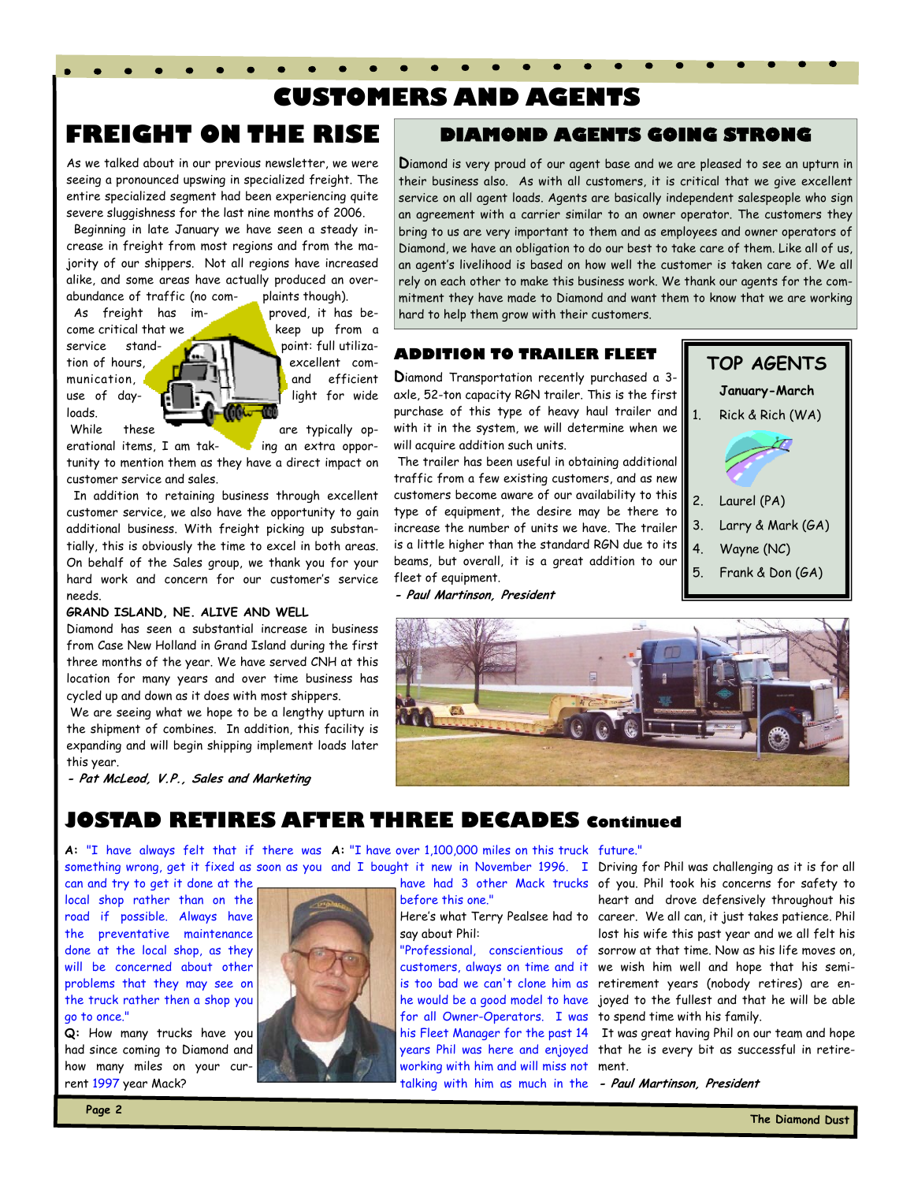# CUSTOMERS AND AGENTS

## FREIGHT ON THE RISE

As we talked about in our previous newsletter, we were seeing a pronounced upswing in specialized freight. The entire specialized segment had been experiencing quite severe sluggishness for the last nine months of 2006.

Beginning in late January we have seen a steady increase in freight from most regions and from the majority of our shippers. Not all regions have increased alike, and some areas have actually produced an over-abundance of traffic (no complaints though).

As freight has improved, it has become critical that we keep up from a service standpoint: full utilization of hours, excellent communication, and efficient use of daylight for wide loads.

While these are typically operational items, I am taking an extra opportunity to mention them as they have a direct impact on customer service and sales.

In addition to retaining business through excellent customer service, we also have the opportunity to gain additional business. With freight picking up substantially, this is obviously the time to excel in both areas. On behalf of the Sales group, we thank you for your hard work and concern for our customer's service needs.

**GRAND ISLAND, NE. ALIVE AND WELL**

Diamond has seen a substantial increase in business from Case New Holland in Grand Island during the first three months of the year. We have served CNH at this location for many years and over time business has cycled up and down as it does with most shippers.

We are seeing what we hope to be a lengthy upturn in the shipment of combines. In addition, this facility is expanding and will begin shipping implement loads later this year.

***- Pat McLeod, V.P., Sales and Marketing***

## DIAMOND AGENTS GOING STRONG

Diamond is very proud of our agent base and we are pleased to see an upturn in their business also. As with all customers, it is critical that we give excellent service on all agent loads. Agents are basically independent salespeople who sign an agreement with a carrier similar to an owner operator. The customers they bring to us are very important to them and as employees and owner operators of Diamond, we have an obligation to do our best to take care of them. Like all of us, an agent's livelihood is based on how well the customer is taken care of. We all rely on each other to make this business work. We thank our agents for the commitment they have made to Diamond and want them to know that we are working hard to help them grow with their customers.

## ADDITION TO TRAILER FLEET

Diamond Transportation recently purchased a 3-axle, 52-ton capacity RGN trailer. This is the first purchase of this type of heavy haul trailer and with it in the system, we will determine when we will acquire addition such units.

The trailer has been useful in obtaining additional traffic from a few existing customers, and as new customers become aware of our availability to this type of equipment, the desire may be there to increase the number of units we have. The trailer is a little higher than the standard RGN due to its beams, but overall, it is a great addition to our fleet of equipment.

***- Paul Martinson, President***

### TOP AGENTS

**January-March**

1. Rick & Rich (WA)
2. Laurel (PA)
3. Larry & Mark (GA)
4. Wayne (NC)
5. Frank & Don (GA)

## JOSTAD RETIRES AFTER THREE DECADES Continued

**A:** "I have always felt that if there was something wrong, get it fixed as soon as you can and try to get it done at the local shop rather than on the road if possible. Always have the preventative maintenance done at the local shop, as they will be concerned about other problems that they may see on the truck rather then a shop you go to once."

**Q:** How many trucks have you had since coming to Diamond and how many miles on your current 1997 year Mack?

**A:** "I have over 1,100,000 miles on this truck and I bought it new in November 1996. I have had 3 other Mack trucks before this one."

Here's what Terry Pealsee had to say about Phil:

"Professional, conscientious of customers, always on time and it is too bad we can't clone him as he would be a good model to have for all Owner-Operators. I was his Fleet Manager for the past 14 years Phil was here and enjoyed working with him and will miss not talking with him as much in the future."

Driving for Phil was challenging as it is for all of you. Phil took his concerns for safety to heart and drove defensively throughout his career. We all can, it just takes patience. Phil lost his wife this past year and we all felt his sorrow at that time. Now as his life moves on, we wish him well and hope that his semi-retirement years (nobody retires) are enjoyed to the fullest and that he will be able to spend time with his family.

It was great having Phil on our team and hope that he is every bit as successful in retirement.

***- Paul Martinson, President***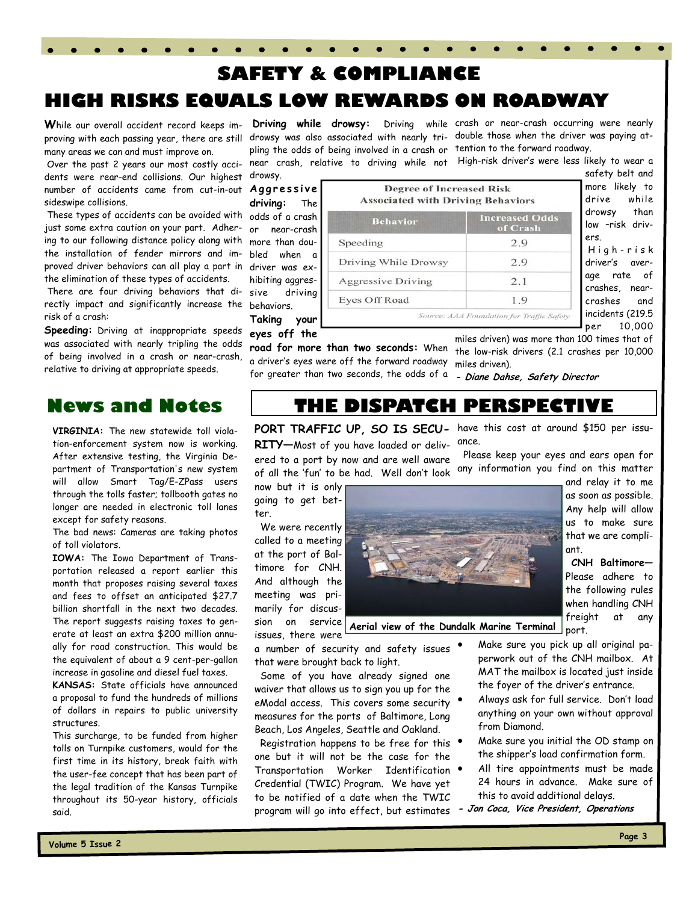# SAFETY & COMPLIANCE

## HIGH RISKS EQUALS LOW REWARDS ON ROADWAY

**W**hile our overall accident record keeps improving with each passing year, there are still many areas we can and must improve on.

Over the past 2 years our most costly accidents were rear-end collisions. Our highest number of accidents came from cut-in-out sideswipe collisions.

These types of accidents can be avoided with just some extra caution on your part. Adhering to our following distance policy along with the installation of fender mirrors and improved driver behaviors can all play a part in the elimination of these types of accidents.

There are four driving behaviors that directly impact and significantly increase the risk of a crash:

**Speeding:** Driving at inappropriate speeds was associated with nearly tripling the odds of being involved in a crash or near-crash, relative to driving at appropriate speeds.

**Driving while drowsy:** Driving while drowsy was also associated with nearly tripling the odds of being involved in a crash or near crash, relative to driving while not drowsy.

**Aggressive driving:** The odds of a crash or near-crash more than doubled when a driver was exhibiting aggressive driving behaviors.

**Taking your eyes off the road for more than two seconds:** When a driver's eyes were off the forward roadway for greater than two seconds, the odds of a crash or near-crash occurring were nearly double those when the driver was paying attention to the forward roadway.

**Degree of Increased Risk Associated with Driving Behaviors**

| Behavior | Increased Odds of Crash |
|---|---|
| Speeding | 2.9 |
| Driving While Drowsy | 2.9 |
| Aggressive Driving | 2.1 |
| Eyes Off Road | 1.9 |

*Source: AAA Foundation for Traffic Safety*

High-risk driver's were less likely to wear a safety belt and more likely to drive while drowsy than low -risk drivers.

High-risk driver's average rate of crashes, near-crashes and incidents (219.5 per 10,000 miles driven) was more than 100 times that of the low-risk drivers (2.1 crashes per 10,000 miles driven).

***- Diane Dahse, Safety Director***

# News and Notes

**VIRGINIA:** The new statewide toll violation-enforcement system now is working. After extensive testing, the Virginia Department of Transportation's new system will allow Smart Tag/E-ZPass users through the tolls faster; tollbooth gates no longer are needed in electronic toll lanes except for safety reasons.

The bad news: Cameras are taking photos of toll violators.

**IOWA:** The Iowa Department of Transportation released a report earlier this month that proposes raising several taxes and fees to offset an anticipated $27.7 billion shortfall in the next two decades. The report suggests raising taxes to generate at least an extra $200 million annually for road construction. This would be the equivalent of about a 9 cent-per-gallon increase in gasoline and diesel fuel taxes.

**KANSAS:** State officials have announced a proposal to fund the hundreds of millions of dollars in repairs to public university structures.

This surcharge, to be funded from higher tolls on Turnpike customers, would for the first time in its history, break faith with the user-fee concept that has been part of the legal tradition of the Kansas Turnpike throughout its 50-year history, officials said.

# THE DISPATCH PERSPECTIVE

**PORT TRAFFIC UP, SO IS SECURITY—**Most of you have loaded or delivered to a port by now and are well aware of all the 'fun' to be had. Well don't look now but it is only going to get better.

We were recently called to a meeting at the port of Baltimore for CNH. And although the meeting was primarily for discussion on service issues, there were a number of security and safety issues that were brought back to light.

Some of you have already signed one waiver that allows us to sign you up for the eModal access. This covers some security measures for the ports of Baltimore, Long Beach, Los Angeles, Seattle and Oakland.

Registration happens to be free for this one but it will not be the case for the Transportation Worker Identification Credential (TWIC) Program. We have yet to be notified of a date when the TWIC program will go into effect, but estimates have this cost at around $150 per issuance.

**Aerial view of the Dundalk Marine Terminal**

Please keep your eyes and ears open for any information you find on this matter and relay it to me as soon as possible. Any help will allow us to make sure that we are compliant.

**CNH Baltimore—** Please adhere to the following rules when handling CNH freight at any port.

- Make sure you pick up all original paperwork out of the CNH mailbox. At MAT the mailbox is located just inside the foyer of the driver's entrance.
- Always ask for full service. Don't load anything on your own without approval from Diamond.
- Make sure you initial the OD stamp on the shipper's load confirmation form.
- All tire appointments must be made 24 hours in advance. Make sure of this to avoid additional delays.

***- Jon Coca, Vice President, Operations***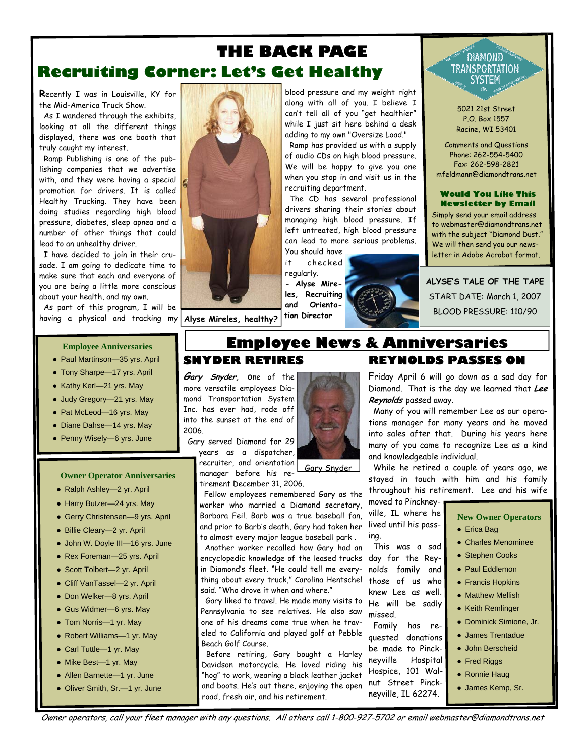# THE BACK PAGE

## Recruiting Corner: Let's Get Healthy

Recently I was in Louisville, KY for the Mid-America Truck Show.

As I wandered through the exhibits, looking at all the different things displayed, there was one booth that truly caught my interest.

Ramp Publishing is one of the publishing companies that we advertise with, and they were having a special promotion for drivers. It is called Healthy Trucking. They have been doing studies regarding high blood pressure, diabetes, sleep apnea and a number of other things that could lead to an unhealthy driver.

I have decided to join in their crusade. I am going to dedicate time to make sure that each and everyone of you are being a little more conscious about your health, and my own.

As part of this program, I will be having a physical and tracking my blood pressure and my weight right along with all of you. I believe I can't tell all of you "get healthier" while I just sit here behind a desk adding to my own "Oversize Load."

Ramp has provided us with a supply of audio CDs on high blood pressure. We will be happy to give you one when you stop in and visit us in the recruiting department.

The CD has several professional drivers sharing their stories about managing high blood pressure. If left untreated, high blood pressure can lead to more serious problems. You should have it checked regularly.

**- Alyse Mireles, Recruiting and Orientation Director**

**Alyse Mireles, healthy?**

DIAMOND TRANSPORTATION SYSTEM INC.

5021 21st Street
P.O. Box 1557
Racine, WI 53401

Comments and Questions
Phone: 262-554-5400
Fax: 262-598-2821
mfeldmann@diamondtrans.net

**Would You Like This Newsletter by Email**

Simply send your email address to webmaster@diamondtrans.net with the subject "Diamond Dust." We will then send you our newsletter in Adobe Acrobat format.

**ALYSE'S TALE OF THE TAPE**

START DATE: March 1, 2007

BLOOD PRESSURE: 110/90

## Employee News & Anniversaries

### SNYDER RETIRES

***Gary Snyder,*** one of the more versatile employees Diamond Transportation System Inc. has ever had, rode off into the sunset at the end of 2006.

Gary served Diamond for 29 years as a dispatcher, recruiter, and orientation manager before his retirement December 31, 2006.

Gary Snyder

Fellow employees remembered Gary as the worker who married a Diamond secretary, Barbara Feil. Barb was a true baseball fan, and prior to Barb's death, Gary had taken her to almost every major league baseball park .

Another worker recalled how Gary had an encyclopedic knowledge of the leased trucks in Diamond's fleet. "He could tell me everything about every truck," Carolina Hentschel said. "Who drove it when and where."

Gary liked to travel. He made many visits to Pennsylvania to see relatives. He also saw one of his dreams come true when he traveled to California and played golf at Pebble Beach Golf Course.

Before retiring, Gary bought a Harley Davidson motorcycle. He loved riding his "hog" to work, wearing a black leather jacket and boots. He's out there, enjoying the open road, fresh air, and his retirement.

### REYNOLDS PASSES ON

Friday April 6 will go down as a sad day for Diamond. That is the day we learned that ***Lee Reynolds*** passed away.

Many of you will remember Lee as our operations manager for many years and he moved into sales after that. During his years here many of you came to recognize Lee as a kind and knowledgeable individual.

While he retired a couple of years ago, we stayed in touch with him and his family throughout his retirement. Lee and his wife moved to Pinckneyville, IL where he lived until his passing.

This was a sad day for the Reynolds family and those of us who knew Lee as well. He will be sadly missed.

Family has requested donations be made to Pinckneyville Hospital Hospice, 101 Walnut Street Pinckneyville, IL 62274.

**Employee Anniversaries**

- Paul Martinson—35 yrs. April
- Tony Sharpe—17 yrs. April
- Kathy Kerl—21 yrs. May
- Judy Gregory—21 yrs. May
- Pat McLeod—16 yrs. May
- Diane Dahse—14 yrs. May
- Penny Wisely—6 yrs. June

**Owner Operator Anniversaries**

- Ralph Ashley—2 yr. April
- Harry Butzer—24 yrs. May
- Gerry Christensen—9 yrs. April
- Billie Cleary—2 yr. April
- John W. Doyle III—16 yrs. June
- Rex Foreman—25 yrs. April
- Scott Tolbert—2 yr. April
- Cliff VanTassel—2 yr. April
- Don Welker—8 yrs. April
- Gus Widmer—6 yrs. May
- Tom Norris—1 yr. May
- Robert Williams—1 yr. May
- Carl Tuttle—1 yr. May
- Mike Best—1 yr. May
- Allen Barnette—1 yr. June
- Oliver Smith, Sr.—1 yr. June

**New Owner Operators**

- Erica Bag
- Charles Menominee
- Stephen Cooks
- Paul Eddlemon
- Francis Hopkins
- Matthew Mellish
- Keith Remlinger
- Dominick Simione, Jr.
- James Trentadue
- John Berscheid
- Fred Riggs
- Ronnie Haug
- James Kemp, Sr.

*Owner operators, call your fleet manager with any questions. All others call 1-800-927-5702 or email webmaster@diamondtrans.net*